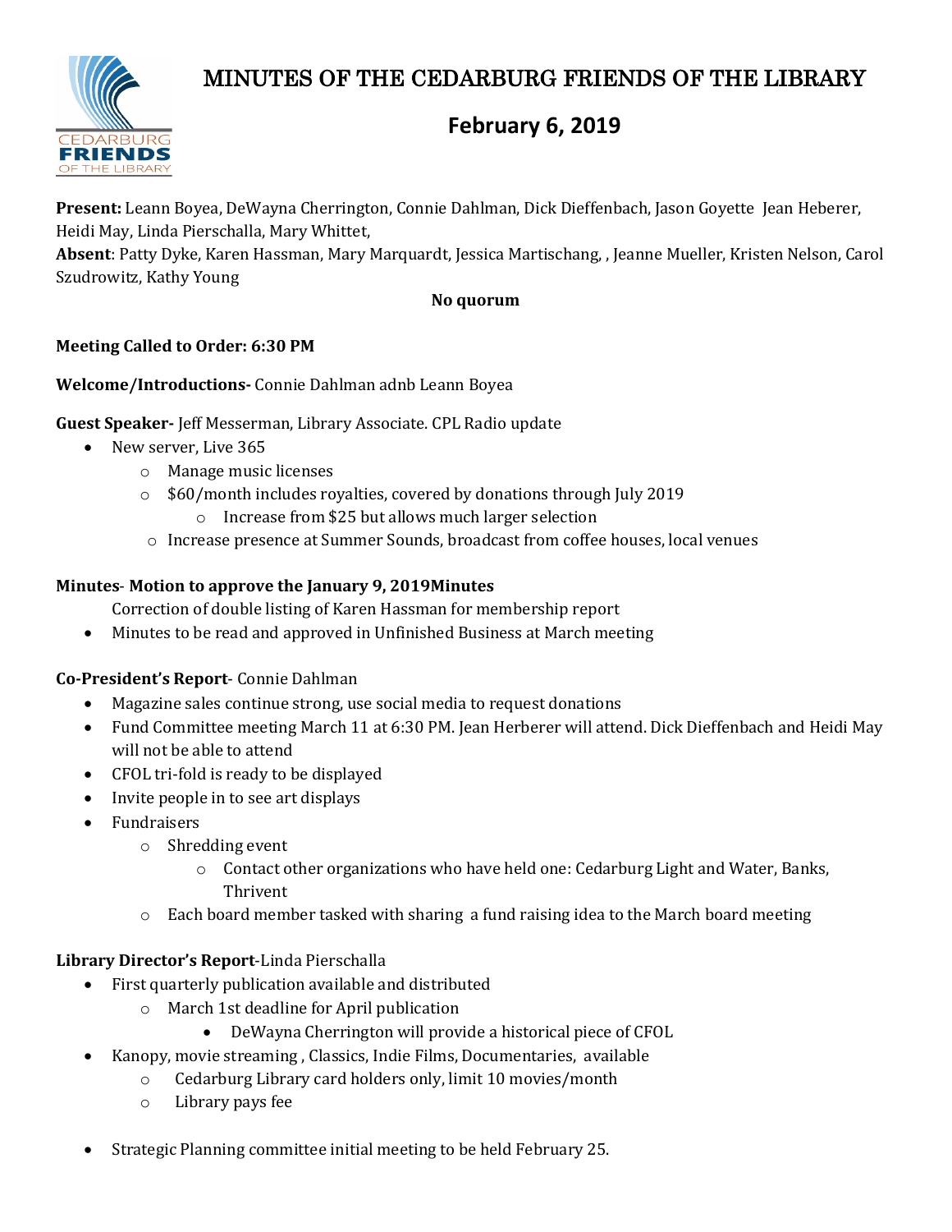# MINUTES OF THE CEDARBURG FRIENDS OF THE LIBRARY

## February 6, 2019

**Present:** Leann Boyea, DeWayna Cherrington, Connie Dahlman, Dick Dieffenbach, Jason Goyette Jean Heberer, Heidi May, Linda Pierschalla, Mary Whittet,

**Absent**: Patty Dyke, Karen Hassman, Mary Marquardt, Jessica Martischang, , Jeanne Mueller, Kristen Nelson, Carol Szudrowitz, Kathy Young

**No quorum**

**Meeting Called to Order: 6:30 PM**

**Welcome/Introductions-** Connie Dahlman adnb Leann Boyea

**Guest Speaker-** Jeff Messerman, Library Associate. CPL Radio update

- New server, Live 365
  - Manage music licenses
  - $60/month includes royalties, covered by donations through July 2019
    - Increase from $25 but allows much larger selection
  - Increase presence at Summer Sounds, broadcast from coffee houses, local venues

**Minutes**- **Motion to approve the January 9, 2019Minutes**

Correction of double listing of Karen Hassman for membership report

- Minutes to be read and approved in Unfinished Business at March meeting

**Co-President's Report**- Connie Dahlman

- Magazine sales continue strong, use social media to request donations
- Fund Committee meeting March 11 at 6:30 PM. Jean Herberer will attend. Dick Dieffenbach and Heidi May will not be able to attend
- CFOL tri-fold is ready to be displayed
- Invite people in to see art displays
- Fundraisers
  - Shredding event
    - Contact other organizations who have held one: Cedarburg Light and Water, Banks, Thrivent
  - Each board member tasked with sharing a fund raising idea to the March board meeting

**Library Director's Report**-Linda Pierschalla

- First quarterly publication available and distributed
  - March 1st deadline for April publication
    - DeWayna Cherrington will provide a historical piece of CFOL
- Kanopy, movie streaming , Classics, Indie Films, Documentaries, available
  - Cedarburg Library card holders only, limit 10 movies/month
  - Library pays fee

- Strategic Planning committee initial meeting to be held February 25.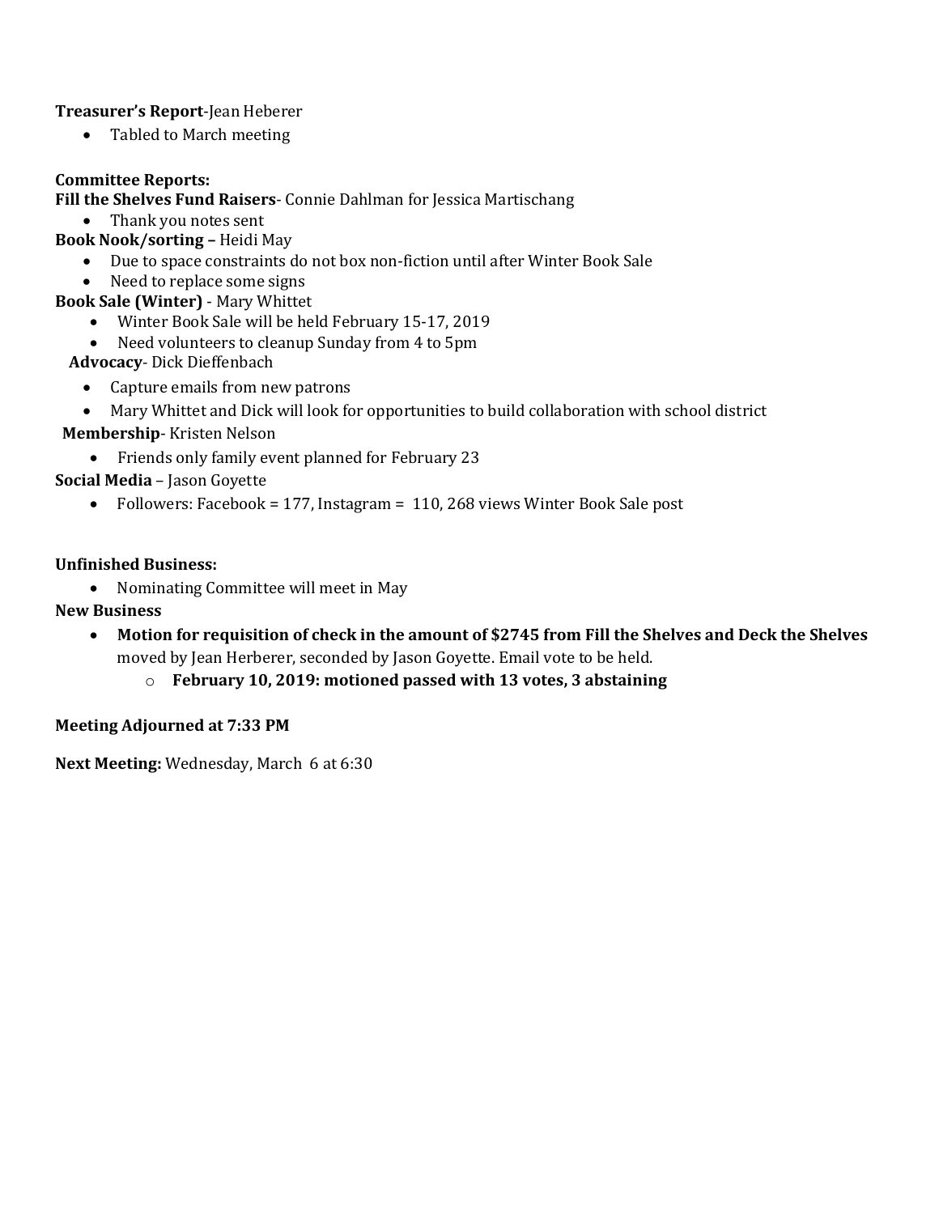**Treasurer's Report**-Jean Heberer

- Tabled to March meeting

**Committee Reports:**

**Fill the Shelves Fund Raisers**- Connie Dahlman for Jessica Martischang

- Thank you notes sent

**Book Nook/sorting –** Heidi May

- Due to space constraints do not box non-fiction until after Winter Book Sale
- Need to replace some signs

**Book Sale (Winter)** - Mary Whittet

- Winter Book Sale will be held February 15-17, 2019
- Need volunteers to cleanup Sunday from 4 to 5pm

**Advocacy**- Dick Dieffenbach

- Capture emails from new patrons
- Mary Whittet and Dick will look for opportunities to build collaboration with school district

**Membership**- Kristen Nelson

- Friends only family event planned for February 23

**Social Media** – Jason Goyette

- Followers: Facebook = 177, Instagram = 110, 268 views Winter Book Sale post

**Unfinished Business:**

- Nominating Committee will meet in May

**New Business**

- **Motion for requisition of check in the amount of $2745 from Fill the Shelves and Deck the Shelves** moved by Jean Herberer, seconded by Jason Goyette. Email vote to be held.
  - **February 10, 2019: motioned passed with 13 votes, 3 abstaining**

**Meeting Adjourned at 7:33 PM**

**Next Meeting:** Wednesday, March 6 at 6:30